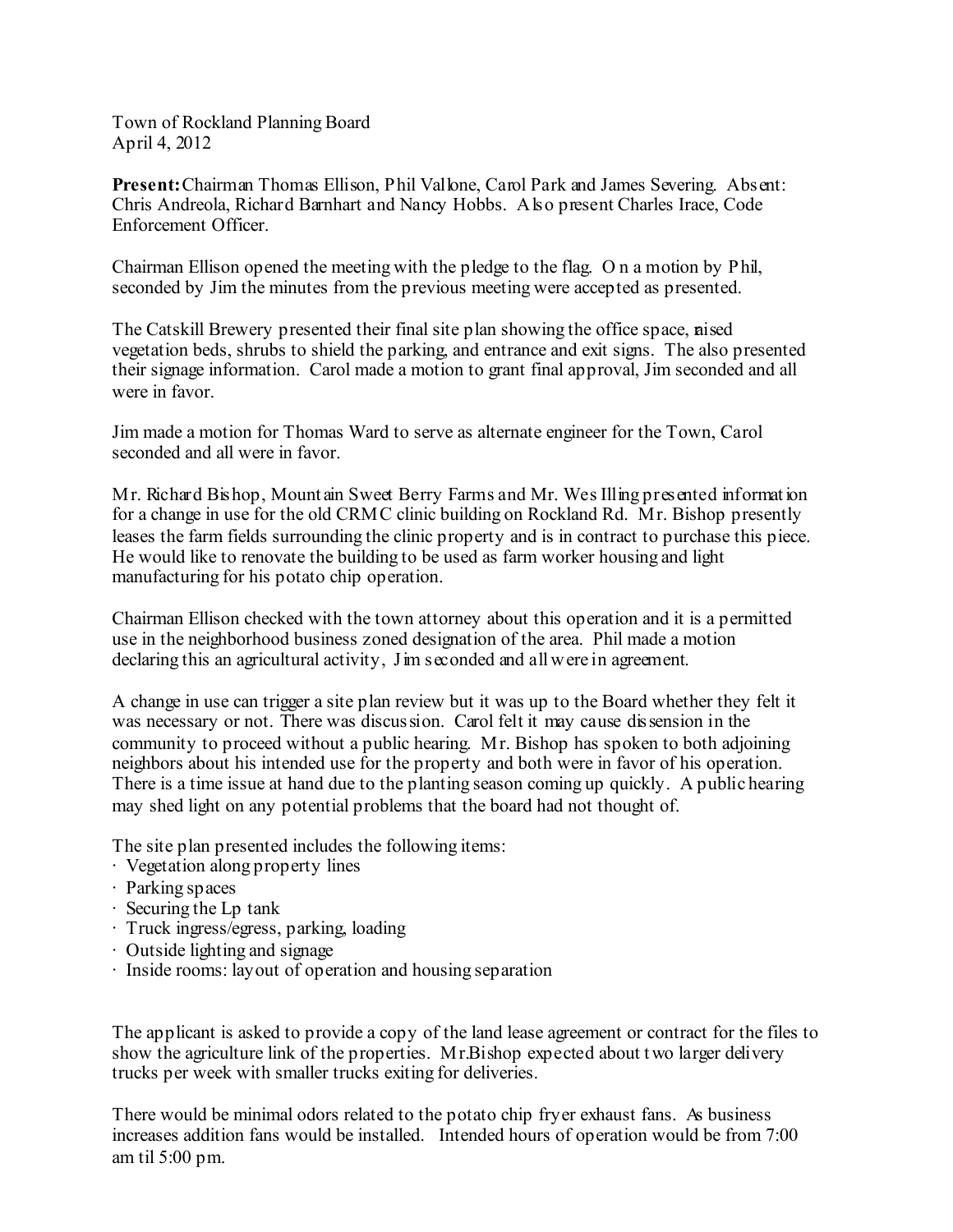Town of Rockland Planning Board
April 4, 2012

**Present:** Chairman Thomas Ellison, Phil Vallone, Carol Park and James Severing. Absent: Chris Andreola, Richard Barnhart and Nancy Hobbs. Also present Charles Irace, Code Enforcement Officer.

Chairman Ellison opened the meeting with the pledge to the flag. On a motion by Phil, seconded by Jim the minutes from the previous meeting were accepted as presented.

The Catskill Brewery presented their final site plan showing the office space, raised vegetation beds, shrubs to shield the parking, and entrance and exit signs. The also presented their signage information. Carol made a motion to grant final approval, Jim seconded and all were in favor.

Jim made a motion for Thomas Ward to serve as alternate engineer for the Town, Carol seconded and all were in favor.

Mr. Richard Bishop, Mountain Sweet Berry Farms and Mr. Wes Illing presented information for a change in use for the old CRMC clinic building on Rockland Rd. Mr. Bishop presently leases the farm fields surrounding the clinic property and is in contract to purchase this piece. He would like to renovate the building to be used as farm worker housing and light manufacturing for his potato chip operation.

Chairman Ellison checked with the town attorney about this operation and it is a permitted use in the neighborhood business zoned designation of the area. Phil made a motion declaring this an agricultural activity, Jim seconded and all were in agreement.

A change in use can trigger a site plan review but it was up to the Board whether they felt it was necessary or not. There was discussion. Carol felt it may cause dissension in the community to proceed without a public hearing. Mr. Bishop has spoken to both adjoining neighbors about his intended use for the property and both were in favor of his operation. There is a time issue at hand due to the planting season coming up quickly. A public hearing may shed light on any potential problems that the board had not thought of.

The site plan presented includes the following items:

- Vegetation along property lines
- Parking spaces
- Securing the Lp tank
- Truck ingress/egress, parking, loading
- Outside lighting and signage
- Inside rooms: layout of operation and housing separation

The applicant is asked to provide a copy of the land lease agreement or contract for the files to show the agriculture link of the properties. Mr.Bishop expected about two larger delivery trucks per week with smaller trucks exiting for deliveries.

There would be minimal odors related to the potato chip fryer exhaust fans. As business increases addition fans would be installed. Intended hours of operation would be from 7:00 am til 5:00 pm.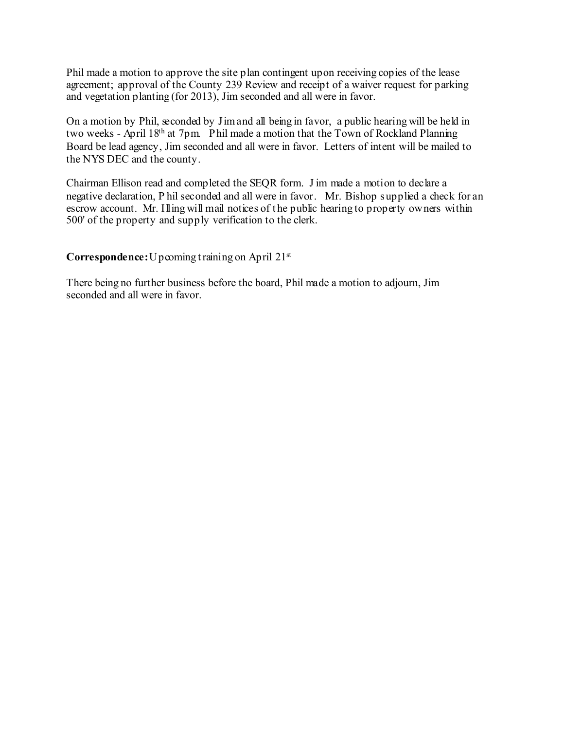Phil made a motion to approve the site plan contingent upon receiving copies of the lease agreement; approval of the County 239 Review and receipt of a waiver request for parking and vegetation planting (for 2013), Jim seconded and all were in favor.

On a motion by Phil, seconded by Jim and all being in favor, a public hearing will be held in two weeks - April 18th at 7pm. Phil made a motion that the Town of Rockland Planning Board be lead agency, Jim seconded and all were in favor. Letters of intent will be mailed to the NYS DEC and the county.

Chairman Ellison read and completed the SEQR form. Jim made a motion to declare a negative declaration, Phil seconded and all were in favor. Mr. Bishop supplied a check for an escrow account. Mr. Illing will mail notices of the public hearing to property owners within 500' of the property and supply verification to the clerk.

**Correspondence:** Upcoming training on April 21st

There being no further business before the board, Phil made a motion to adjourn, Jim seconded and all were in favor.